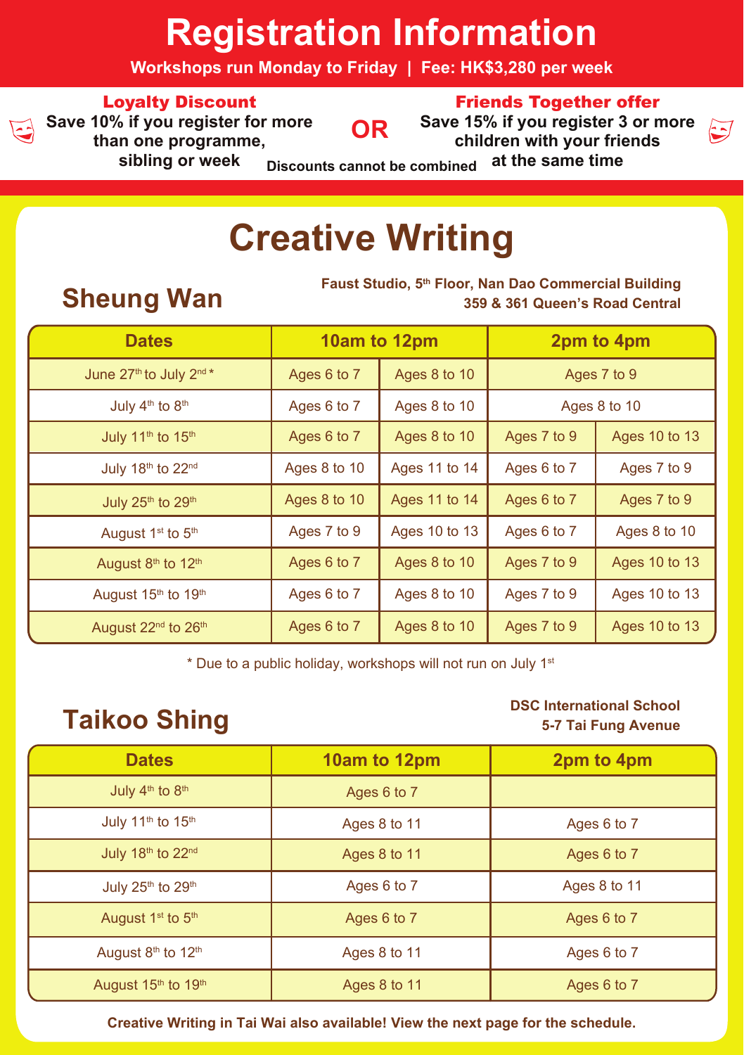# Registration Information

**Workshops run Monday to Friday | Fee: HK$3,280 per week**

**Loyalty Discount**
**Save 10% if you register for more than one programme, sibling or week**

**OR**

**Friends Together offer**
**Save 15% if you register 3 or more children with your friends at the same time**

**Discounts cannot be combined**

# Creative Writing

## Sheung Wan

**Faust Studio, 5th Floor, Nan Dao Commercial Building**
**359 & 361 Queen's Road Central**

| Dates | 10am to 12pm | | 2pm to 4pm | |
|---|---|---|---|---|
| June 27th to July 2nd * | Ages 6 to 7 | Ages 8 to 10 | Ages 7 to 9 | |
| July 4th to 8th | Ages 6 to 7 | Ages 8 to 10 | Ages 8 to 10 | |
| July 11th to 15th | Ages 6 to 7 | Ages 8 to 10 | Ages 7 to 9 | Ages 10 to 13 |
| July 18th to 22nd | Ages 8 to 10 | Ages 11 to 14 | Ages 6 to 7 | Ages 7 to 9 |
| July 25th to 29th | Ages 8 to 10 | Ages 11 to 14 | Ages 6 to 7 | Ages 7 to 9 |
| August 1st to 5th | Ages 7 to 9 | Ages 10 to 13 | Ages 6 to 7 | Ages 8 to 10 |
| August 8th to 12th | Ages 6 to 7 | Ages 8 to 10 | Ages 7 to 9 | Ages 10 to 13 |
| August 15th to 19th | Ages 6 to 7 | Ages 8 to 10 | Ages 7 to 9 | Ages 10 to 13 |
| August 22nd to 26th | Ages 6 to 7 | Ages 8 to 10 | Ages 7 to 9 | Ages 10 to 13 |

\* Due to a public holiday, workshops will not run on July 1st

## Taikoo Shing

**DSC International School**
**5-7 Tai Fung Avenue**

| Dates | 10am to 12pm | 2pm to 4pm |
|---|---|---|
| July 4th to 8th | Ages 6 to 7 | |
| July 11th to 15th | Ages 8 to 11 | Ages 6 to 7 |
| July 18th to 22nd | Ages 8 to 11 | Ages 6 to 7 |
| July 25th to 29th | Ages 6 to 7 | Ages 8 to 11 |
| August 1st to 5th | Ages 6 to 7 | Ages 6 to 7 |
| August 8th to 12th | Ages 8 to 11 | Ages 6 to 7 |
| August 15th to 19th | Ages 8 to 11 | Ages 6 to 7 |

**Creative Writing in Tai Wai also available! View the next page for the schedule.**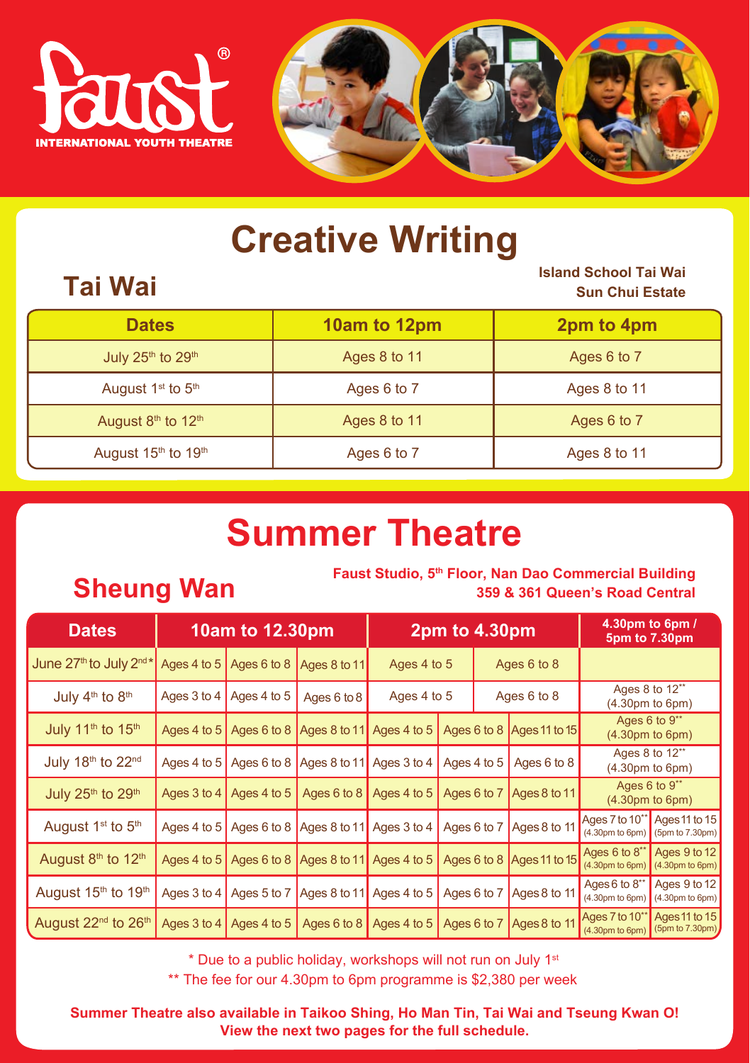Faust® INTERNATIONAL YOUTH THEATRE

# Creative Writing

## Tai Wai

**Island School Tai Wai**
**Sun Chui Estate**

| Dates | 10am to 12pm | 2pm to 4pm |
|---|---|---|
| July 25th to 29th | Ages 8 to 11 | Ages 6 to 7 |
| August 1st to 5th | Ages 6 to 7 | Ages 8 to 11 |
| August 8th to 12th | Ages 8 to 11 | Ages 6 to 7 |
| August 15th to 19th | Ages 6 to 7 | Ages 8 to 11 |

# Summer Theatre

## Sheung Wan

**Faust Studio, 5th Floor, Nan Dao Commercial Building**
**359 & 361 Queen's Road Central**

| Dates | 10am to 12.30pm | | | 2pm to 4.30pm | | | 4.30pm to 6pm / 5pm to 7.30pm | |
|---|---|---|---|---|---|---|---|---|
| June 27th to July 2nd* | Ages 4 to 5 | Ages 6 to 8 | Ages 8 to 11 | Ages 4 to 5 | Ages 6 to 8 | | | |
| July 4th to 8th | Ages 3 to 4 | Ages 4 to 5 | Ages 6 to 8 | Ages 4 to 5 | Ages 6 to 8 | | Ages 8 to 12** (4.30pm to 6pm) | |
| July 11th to 15th | Ages 4 to 5 | Ages 6 to 8 | Ages 8 to 11 | Ages 4 to 5 | Ages 6 to 8 | Ages 11 to 15 | Ages 6 to 9** (4.30pm to 6pm) | |
| July 18th to 22nd | Ages 4 to 5 | Ages 6 to 8 | Ages 8 to 11 | Ages 3 to 4 | Ages 4 to 5 | Ages 6 to 8 | Ages 8 to 12** (4.30pm to 6pm) | |
| July 25th to 29th | Ages 3 to 4 | Ages 4 to 5 | Ages 6 to 8 | Ages 4 to 5 | Ages 6 to 7 | Ages 8 to 11 | Ages 6 to 9** (4.30pm to 6pm) | |
| August 1st to 5th | Ages 4 to 5 | Ages 6 to 8 | Ages 8 to 11 | Ages 3 to 4 | Ages 6 to 7 | Ages 8 to 11 | Ages 7 to 10** (4.30pm to 6pm) | Ages 11 to 15 (5pm to 7.30pm) |
| August 8th to 12th | Ages 4 to 5 | Ages 6 to 8 | Ages 8 to 11 | Ages 4 to 5 | Ages 6 to 8 | Ages 11 to 15 | Ages 6 to 8** (4.30pm to 6pm) | Ages 9 to 12 (4.30pm to 6pm) |
| August 15th to 19th | Ages 3 to 4 | Ages 5 to 7 | Ages 8 to 11 | Ages 4 to 5 | Ages 6 to 7 | Ages 8 to 11 | Ages 6 to 8** (4.30pm to 6pm) | Ages 9 to 12 (4.30pm to 6pm) |
| August 22nd to 26th | Ages 3 to 4 | Ages 4 to 5 | Ages 6 to 8 | Ages 4 to 5 | Ages 6 to 7 | Ages 8 to 11 | Ages 7 to 10** (4.30pm to 6pm) | Ages 11 to 15 (5pm to 7.30pm) |

* Due to a public holiday, workshops will not run on July 1st

** The fee for our 4.30pm to 6pm programme is $2,380 per week

**Summer Theatre also available in Taikoo Shing, Ho Man Tin, Tai Wai and Tseung Kwan O!**
**View the next two pages for the full schedule.**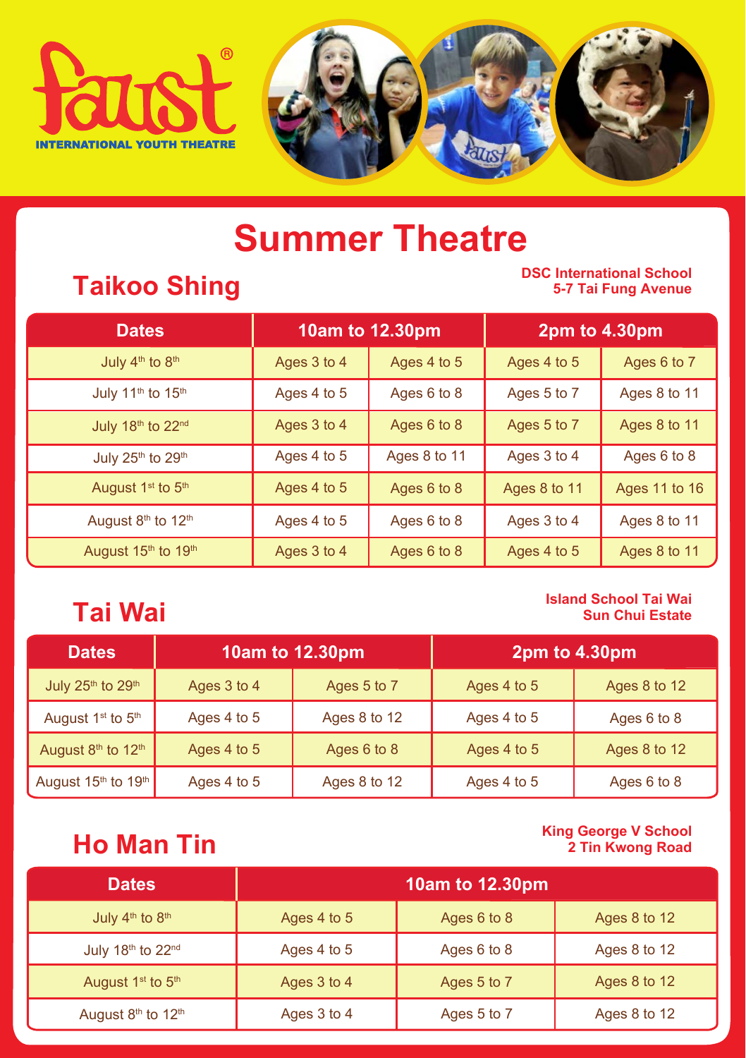Faust® INTERNATIONAL YOUTH THEATRE

# Summer Theatre

## Taikoo Shing

**DSC International School**
**5-7 Tai Fung Avenue**

| Dates | 10am to 12.30pm | | 2pm to 4.30pm | |
|---|---|---|---|---|
| July 4th to 8th | Ages 3 to 4 | Ages 4 to 5 | Ages 4 to 5 | Ages 6 to 7 |
| July 11th to 15th | Ages 4 to 5 | Ages 6 to 8 | Ages 5 to 7 | Ages 8 to 11 |
| July 18th to 22nd | Ages 3 to 4 | Ages 6 to 8 | Ages 5 to 7 | Ages 8 to 11 |
| July 25th to 29th | Ages 4 to 5 | Ages 8 to 11 | Ages 3 to 4 | Ages 6 to 8 |
| August 1st to 5th | Ages 4 to 5 | Ages 6 to 8 | Ages 8 to 11 | Ages 11 to 16 |
| August 8th to 12th | Ages 4 to 5 | Ages 6 to 8 | Ages 3 to 4 | Ages 8 to 11 |
| August 15th to 19th | Ages 3 to 4 | Ages 6 to 8 | Ages 4 to 5 | Ages 8 to 11 |

## Tai Wai

**Island School Tai Wai**
**Sun Chui Estate**

| Dates | 10am to 12.30pm | | 2pm to 4.30pm | |
|---|---|---|---|---|
| July 25th to 29th | Ages 3 to 4 | Ages 5 to 7 | Ages 4 to 5 | Ages 8 to 12 |
| August 1st to 5th | Ages 4 to 5 | Ages 8 to 12 | Ages 4 to 5 | Ages 6 to 8 |
| August 8th to 12th | Ages 4 to 5 | Ages 6 to 8 | Ages 4 to 5 | Ages 8 to 12 |
| August 15th to 19th | Ages 4 to 5 | Ages 8 to 12 | Ages 4 to 5 | Ages 6 to 8 |

## Ho Man Tin

**King George V School**
**2 Tin Kwong Road**

| Dates | 10am to 12.30pm | | |
|---|---|---|---|
| July 4th to 8th | Ages 4 to 5 | Ages 6 to 8 | Ages 8 to 12 |
| July 18th to 22nd | Ages 4 to 5 | Ages 6 to 8 | Ages 8 to 12 |
| August 1st to 5th | Ages 3 to 4 | Ages 5 to 7 | Ages 8 to 12 |
| August 8th to 12th | Ages 3 to 4 | Ages 5 to 7 | Ages 8 to 12 |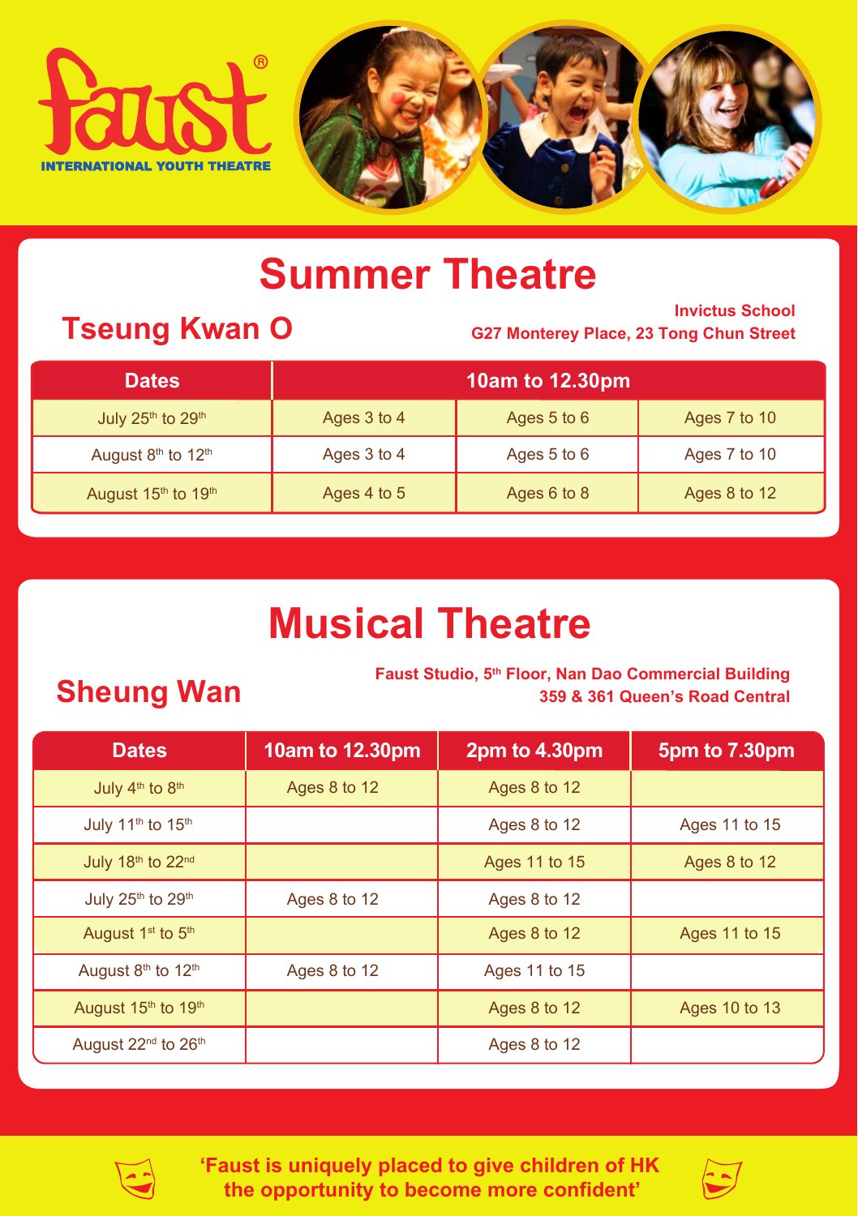**Faust**® INTERNATIONAL YOUTH THEATRE

# Summer Theatre

## Tseung Kwan O

**Invictus School**
**G27 Monterey Place, 23 Tong Chun Street**

| Dates | 10am to 12.30pm | | |
|---|---|---|---|
| July 25th to 29th | Ages 3 to 4 | Ages 5 to 6 | Ages 7 to 10 |
| August 8th to 12th | Ages 3 to 4 | Ages 5 to 6 | Ages 7 to 10 |
| August 15th to 19th | Ages 4 to 5 | Ages 6 to 8 | Ages 8 to 12 |

# Musical Theatre

## Sheung Wan

**Faust Studio, 5th Floor, Nan Dao Commercial Building**
**359 & 361 Queen's Road Central**

| Dates | 10am to 12.30pm | 2pm to 4.30pm | 5pm to 7.30pm |
|---|---|---|---|
| July 4th to 8th | Ages 8 to 12 | Ages 8 to 12 | |
| July 11th to 15th | | Ages 8 to 12 | Ages 11 to 15 |
| July 18th to 22nd | | Ages 11 to 15 | Ages 8 to 12 |
| July 25th to 29th | Ages 8 to 12 | Ages 8 to 12 | |
| August 1st to 5th | | Ages 8 to 12 | Ages 11 to 15 |
| August 8th to 12th | Ages 8 to 12 | Ages 11 to 15 | |
| August 15th to 19th | | Ages 8 to 12 | Ages 10 to 13 |
| August 22nd to 26th | | Ages 8 to 12 | |

**'Faust is uniquely placed to give children of HK the opportunity to become more confident'**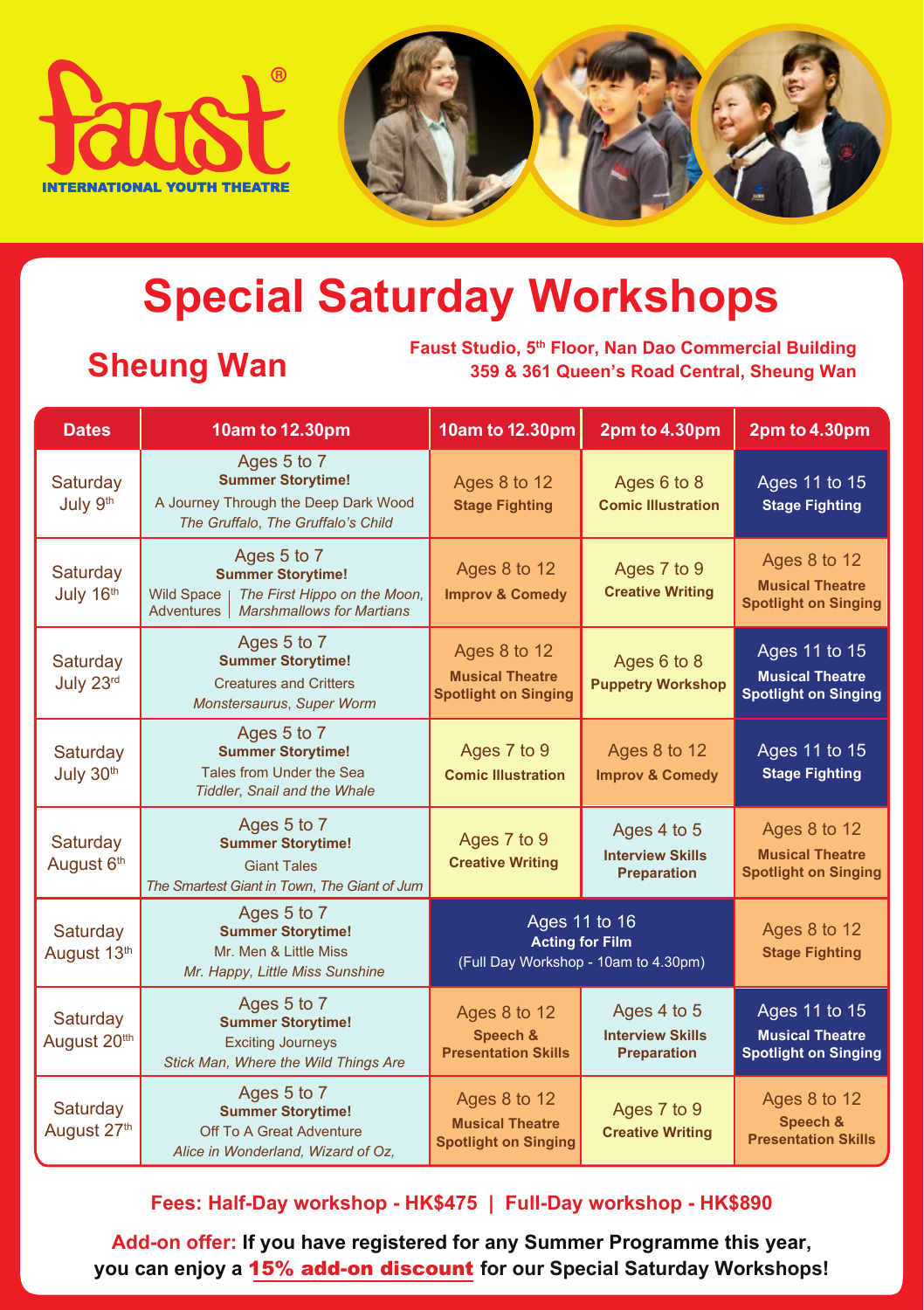Faust®
INTERNATIONAL YOUTH THEATRE

# Special Saturday Workshops

## Sheung Wan

**Faust Studio, 5th Floor, Nan Dao Commercial Building**
**359 & 361 Queen's Road Central, Sheung Wan**

| Dates | 10am to 12.30pm | 10am to 12.30pm | 2pm to 4.30pm | 2pm to 4.30pm |
|---|---|---|---|---|
| Saturday July 9th | Ages 5 to 7 **Summer Storytime!** A Journey Through the Deep Dark Wood *The Gruffalo, The Gruffalo's Child* | Ages 8 to 12 **Stage Fighting** | Ages 6 to 8 **Comic Illustration** | Ages 11 to 15 **Stage Fighting** |
| Saturday July 16th | Ages 5 to 7 **Summer Storytime!** Wild Space Adventures \| *The First Hippo on the Moon, Marshmallows for Martians* | Ages 8 to 12 **Improv & Comedy** | Ages 7 to 9 **Creative Writing** | Ages 8 to 12 **Musical Theatre Spotlight on Singing** |
| Saturday July 23rd | Ages 5 to 7 **Summer Storytime!** Creatures and Critters *Monstersaurus, Super Worm* | Ages 8 to 12 **Musical Theatre Spotlight on Singing** | Ages 6 to 8 **Puppetry Workshop** | Ages 11 to 15 **Musical Theatre Spotlight on Singing** |
| Saturday July 30th | Ages 5 to 7 **Summer Storytime!** Tales from Under the Sea *Tiddler, Snail and the Whale* | Ages 7 to 9 **Comic Illustration** | Ages 8 to 12 **Improv & Comedy** | Ages 11 to 15 **Stage Fighting** |
| Saturday August 6th | Ages 5 to 7 **Summer Storytime!** Giant Tales *The Smartest Giant in Town, The Giant of Jum* | Ages 7 to 9 **Creative Writing** | Ages 4 to 5 **Interview Skills Preparation** | Ages 8 to 12 **Musical Theatre Spotlight on Singing** |
| Saturday August 13th | Ages 5 to 7 **Summer Storytime!** Mr. Men & Little Miss *Mr. Happy, Little Miss Sunshine* | Ages 11 to 16 **Acting for Film** (Full Day Workshop - 10am to 4.30pm) | | Ages 8 to 12 **Stage Fighting** |
| Saturday August 20th | Ages 5 to 7 **Summer Storytime!** Exciting Journeys *Stick Man, Where the Wild Things Are* | Ages 8 to 12 **Speech & Presentation Skills** | Ages 4 to 5 **Interview Skills Preparation** | Ages 11 to 15 **Musical Theatre Spotlight on Singing** |
| Saturday August 27th | Ages 5 to 7 **Summer Storytime!** Off To A Great Adventure *Alice in Wonderland, Wizard of Oz,* | Ages 8 to 12 **Musical Theatre Spotlight on Singing** | Ages 7 to 9 **Creative Writing** | Ages 8 to 12 **Speech & Presentation Skills** |

**Fees: Half-Day workshop - HK$475 | Full-Day workshop - HK$890**

**Add-on offer: If you have registered for any Summer Programme this year, you can enjoy a 15% add-on discount for our Special Saturday Workshops!**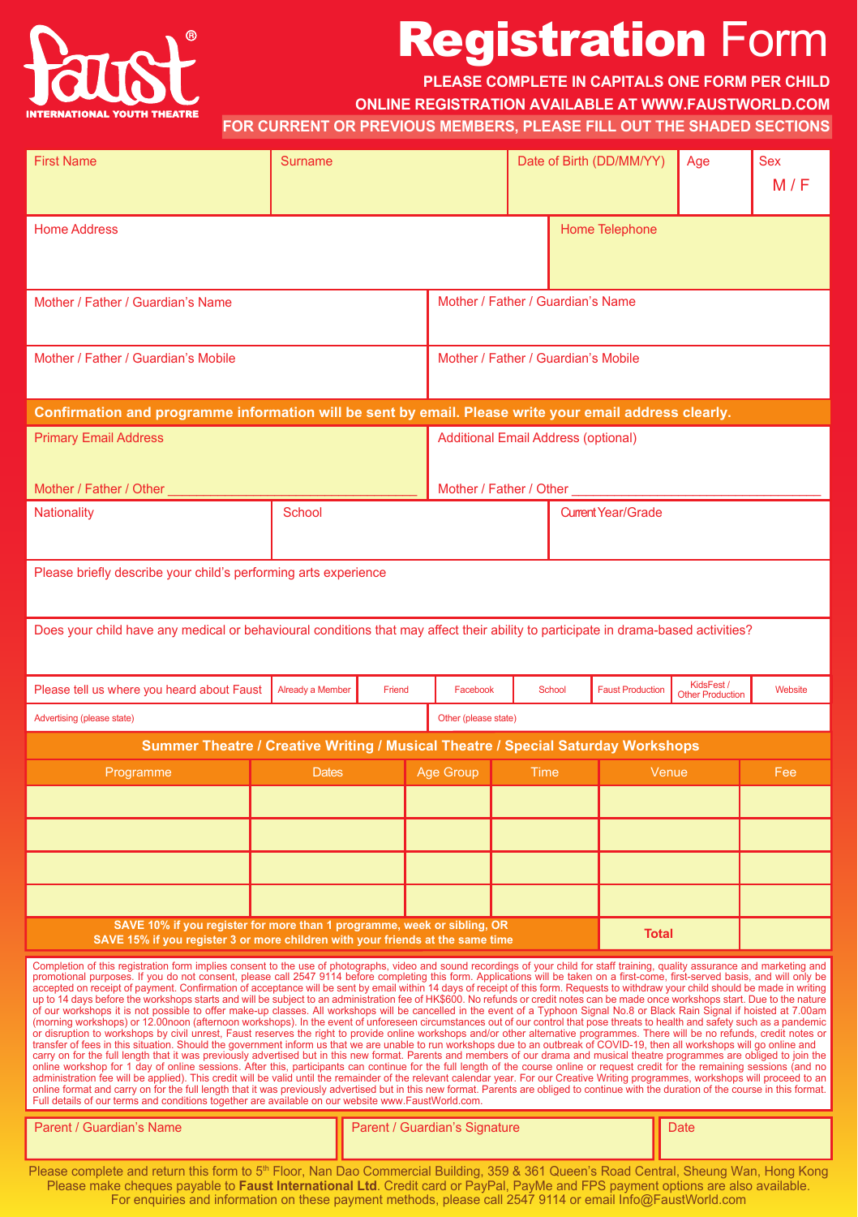# Registration Form

Faust® INTERNATIONAL YOUTH THEATRE

**PLEASE COMPLETE IN CAPITALS ONE FORM PER CHILD**

**ONLINE REGISTRATION AVAILABLE AT WWW.FAUSTWORLD.COM**

**FOR CURRENT OR PREVIOUS MEMBERS, PLEASE FILL OUT THE SHADED SECTIONS**

| First Name | Surname | Date of Birth (DD/MM/YY) | Age | Sex M / F |
|---|---|---|---|---|
| | | | | |

| Home Address | Home Telephone |
|---|---|
| | |

| Mother / Father / Guardian's Name | Mother / Father / Guardian's Name |
|---|---|
| Mother / Father / Guardian's Mobile | Mother / Father / Guardian's Mobile |

**Confirmation and programme information will be sent by email. Please write your email address clearly.**

| Primary Email Address | Additional Email Address (optional) |
|---|---|
| Mother / Father / Other ______________________ | Mother / Father / Other ______________________ |

| Nationality | School | Current Year/Grade |
|---|---|---|
| | | |

Please briefly describe your child's performing arts experience

Does your child have any medical or behavioural conditions that may affect their ability to participate in drama-based activities?

| Please tell us where you heard about Faust | Already a Member | Friend | Facebook | School | Faust Production | KidsFest / Other Production | Website |
|---|---|---|---|---|---|---|---|

Advertising (please state) | Other (please state)

**Summer Theatre / Creative Writing / Musical Theatre / Special Saturday Workshops**

| Programme | Dates | Age Group | Time | Venue | Fee |
|---|---|---|---|---|---|
| | | | | | |
| | | | | | |
| | | | | | |
| | | | | | |
| **SAVE 10% if you register for more than 1 programme, week or sibling, OR SAVE 15% if you register 3 or more children with your friends at the same time** | | | | **Total** | |

Completion of this registration form implies consent to the use of photographs, video and sound recordings of your child for staff training, quality assurance and marketing and promotional purposes. If you do not consent, please call 2547 9114 before completing this form. Applications will be taken on a first-come, first-served basis, and will only be accepted on receipt of payment. Confirmation of acceptance will be sent by email within 14 days of receipt of this form. Requests to withdraw your child should be made in writing up to 14 days before the workshops starts and will be subject to an administration fee of HK$600. No refunds or credit notes can be made once workshops start. Due to the nature of our workshops it is not possible to offer make-up classes. All workshops will be cancelled in the event of a Typhoon Signal No.8 or Black Rain Signal if hoisted at 7.00am (morning workshops) or 12.00noon (afternoon workshops). In the event of unforeseen circumstances out of our control that pose threats to health and safety such as a pandemic or disruption to workshops by civil unrest, Faust reserves the right to provide online workshops and/or other alternative programmes. There will be no refunds, credit notes or transfer of fees in this situation. Should the government inform us that we are unable to run workshops due to an outbreak of COVID-19, then all workshops will go online and carry on for the full length that it was previously advertised but in this new format. Parents and members of our drama and musical theatre programmes are obliged to join the online workshop for 1 day of online sessions. After this, participants can continue for the full length of the course online or request credit for the remaining sessions (and no administration fee will be applied). This credit will be valid until the remainder of the relevant calendar year. For our Creative Writing programmes, workshops will proceed to an online format and carry on for the full length that it was previously advertised but in this new format. Parents are obliged to continue with the duration of the course in this format. Full details of our terms and conditions together are available on our website www.FaustWorld.com.

| Parent / Guardian's Name | Parent / Guardian's Signature | Date |
|---|---|---|
| | | |

Please complete and return this form to 5th Floor, Nan Dao Commercial Building, 359 & 361 Queen's Road Central, Sheung Wan, Hong Kong
Please make cheques payable to **Faust International Ltd**. Credit card or PayPal, PayMe and FPS payment options are also available.
For enquiries and information on these payment methods, please call 2547 9114 or email Info@FaustWorld.com